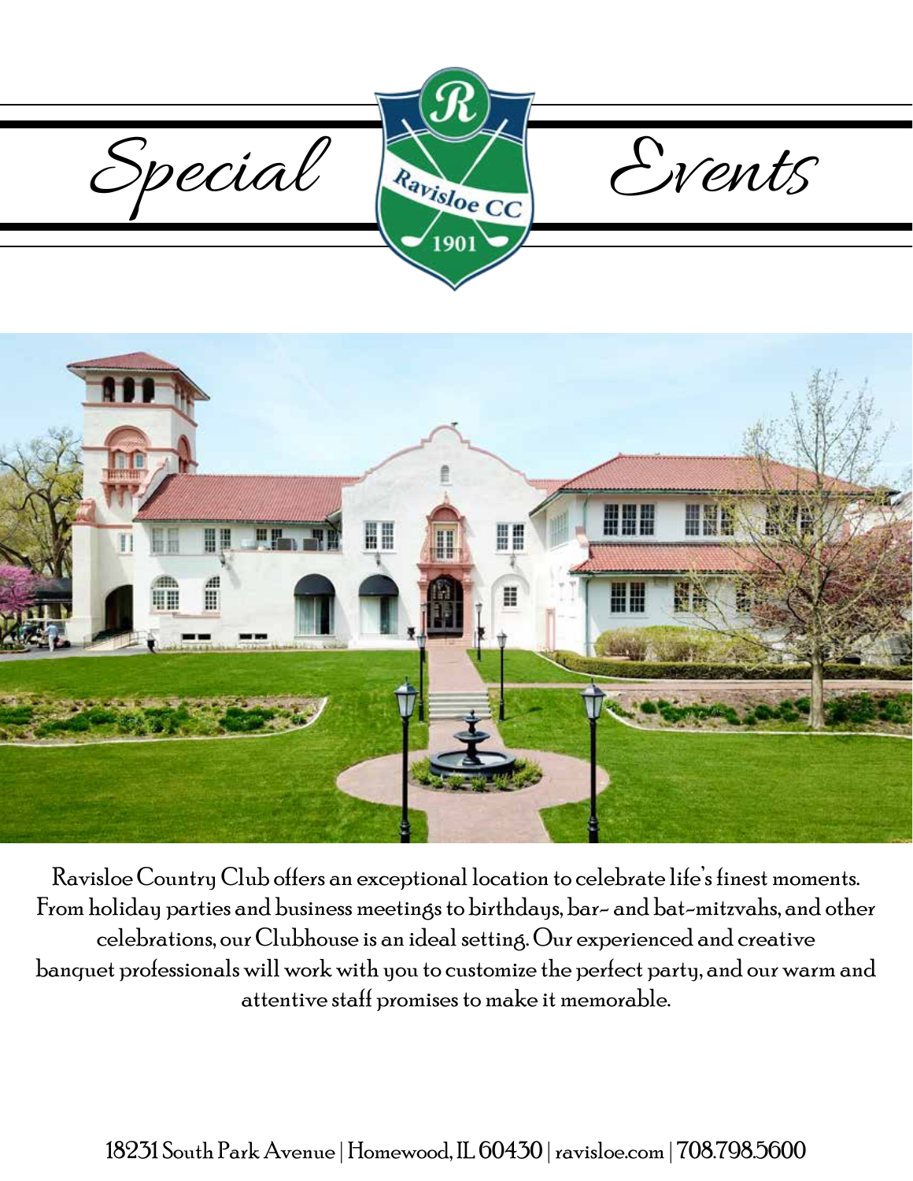# Special Events

Ravisloe CC 1901

Ravisloe Country Club offers an exceptional location to celebrate life's finest moments. From holiday parties and business meetings to birthdays, bar- and bat-mitzvahs, and other celebrations, our Clubhouse is an ideal setting. Our experienced and creative banquet professionals will work with you to customize the perfect party, and our warm and attentive staff promises to make it memorable.

18231 South Park Avenue | Homewood, IL 60430 | ravisloe.com | 708.798.5600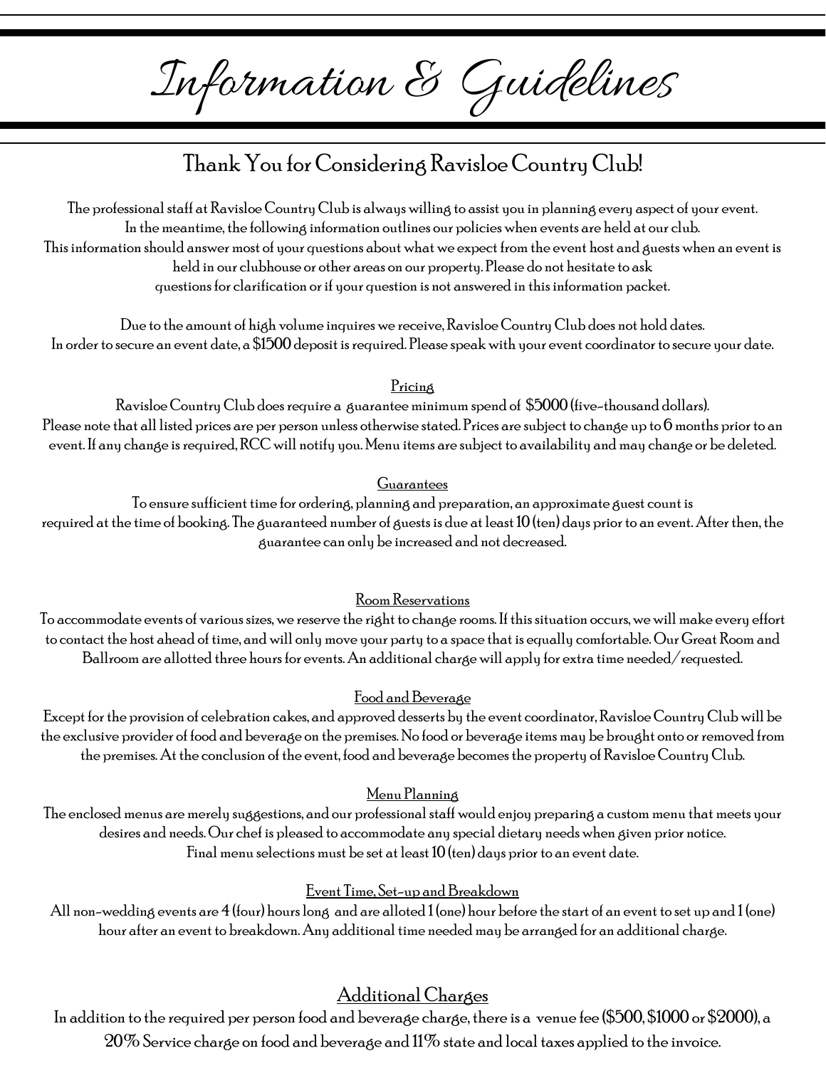# Information & Guidelines

## Thank You for Considering Ravisloe Country Club!

The professional staff at Ravisloe Country Club is always willing to assist you in planning every aspect of your event. In the meantime, the following information outlines our policies when events are held at our club. This information should answer most of your questions about what we expect from the event host and guests when an event is held in our clubhouse or other areas on our property. Please do not hesitate to ask questions for clarification or if your question is not answered in this information packet.

Due to the amount of high volume inquires we receive, Ravisloe Country Club does not hold dates. In order to secure an event date, a $1500 deposit is required. Please speak with your event coordinator to secure your date.

### Pricing

Ravisloe Country Club does require a guarantee minimum spend of $5000 (five-thousand dollars). Please note that all listed prices are per person unless otherwise stated. Prices are subject to change up to 6 months prior to an event. If any change is required, RCC will notify you. Menu items are subject to availability and may change or be deleted.

### Guarantees

To ensure sufficient time for ordering, planning and preparation, an approximate guest count is required at the time of booking. The guaranteed number of guests is due at least 10 (ten) days prior to an event. After then, the guarantee can only be increased and not decreased.

### Room Reservations

To accommodate events of various sizes, we reserve the right to change rooms. If this situation occurs, we will make every effort to contact the host ahead of time, and will only move your party to a space that is equally comfortable. Our Great Room and Ballroom are allotted three hours for events. An additional charge will apply for extra time needed/requested.

### Food and Beverage

Except for the provision of celebration cakes, and approved desserts by the event coordinator, Ravisloe Country Club will be the exclusive provider of food and beverage on the premises. No food or beverage items may be brought onto or removed from the premises. At the conclusion of the event, food and beverage becomes the property of Ravisloe Country Club.

### Menu Planning

The enclosed menus are merely suggestions, and our professional staff would enjoy preparing a custom menu that meets your desires and needs. Our chef is pleased to accommodate any special dietary needs when given prior notice. Final menu selections must be set at least 10 (ten) days prior to an event date.

### Event Time, Set-up and Breakdown

All non-wedding events are 4 (four) hours long and are alloted 1 (one) hour before the start of an event to set up and 1 (one) hour after an event to breakdown. Any additional time needed may be arranged for an additional charge.

## Additional Charges

In addition to the required per person food and beverage charge, there is a venue fee ($500, $1000 or $2000), a 20% Service charge on food and beverage and 11% state and local taxes applied to the invoice.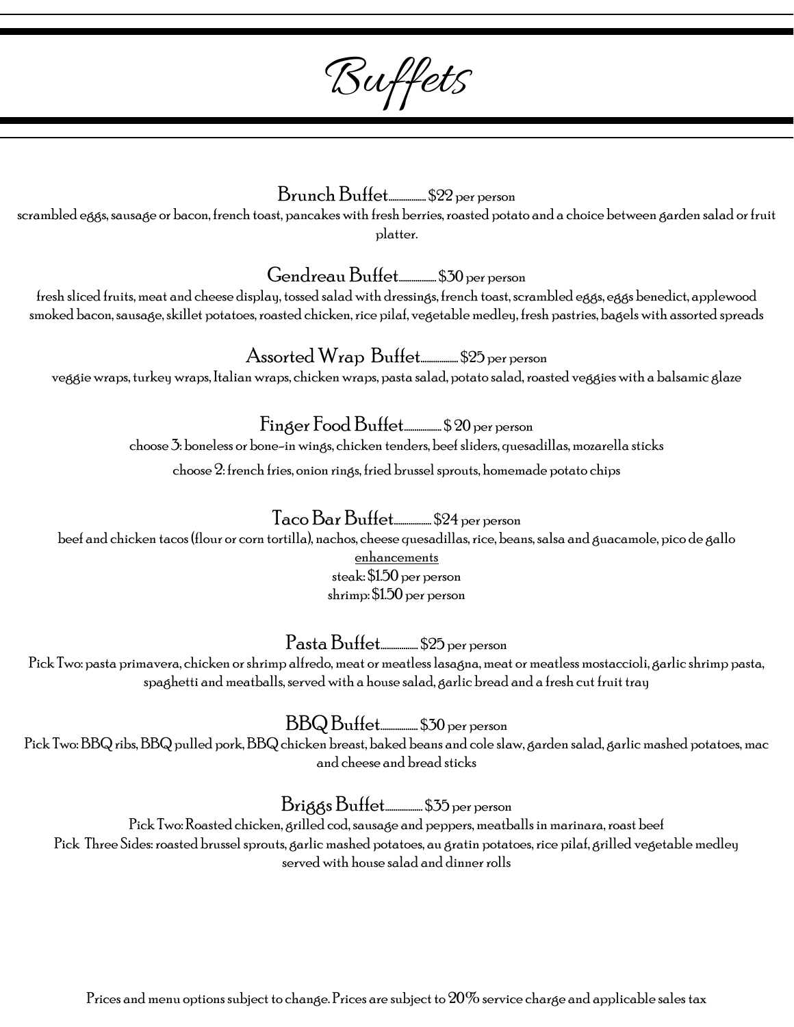# Buffets

## Brunch Buffet................ $22 per person

scrambled eggs, sausage or bacon, french toast, pancakes with fresh berries, roasted potato and a choice between garden salad or fruit platter.

## Gendreau Buffet................ $30 per person

fresh sliced fruits, meat and cheese display, tossed salad with dressings, french toast, scrambled eggs, eggs benedict, applewood smoked bacon, sausage, skillet potatoes, roasted chicken, rice pilaf, vegetable medley, fresh pastries, bagels with assorted spreads

## Assorted Wrap Buffet................ $25 per person

veggie wraps, turkey wraps, Italian wraps, chicken wraps, pasta salad, potato salad, roasted veggies with a balsamic glaze

## Finger Food Buffet................ $ 20 per person

choose 3: boneless or bone-in wings, chicken tenders, beef sliders, quesadillas, mozarella sticks

choose 2: french fries, onion rings, fried brussel sprouts, homemade potato chips

## Taco Bar Buffet................ $24 per person

beef and chicken tacos (flour or corn tortilla), nachos, cheese quesadillas, rice, beans, salsa and guacamole, pico de gallo

<u>enhancements</u>

steak: $1.50 per person

shrimp: $1.50 per person

## Pasta Buffet................ $25 per person

Pick Two: pasta primavera, chicken or shrimp alfredo, meat or meatless lasagna, meat or meatless mostaccioli, garlic shrimp pasta, spaghetti and meatballs, served with a house salad, garlic bread and a fresh cut fruit tray

## BBQ Buffet................ $30 per person

Pick Two: BBQ ribs, BBQ pulled pork, BBQ chicken breast, baked beans and cole slaw, garden salad, garlic mashed potatoes, mac and cheese and bread sticks

## Briggs Buffet................ $35 per person

Pick Two: Roasted chicken, grilled cod, sausage and peppers, meatballs in marinara, roast beef

Pick Three Sides: roasted brussel sprouts, garlic mashed potatoes, au gratin potatoes, rice pilaf, grilled vegetable medley

served with house salad and dinner rolls

Prices and menu options subject to change. Prices are subject to 20% service charge and applicable sales tax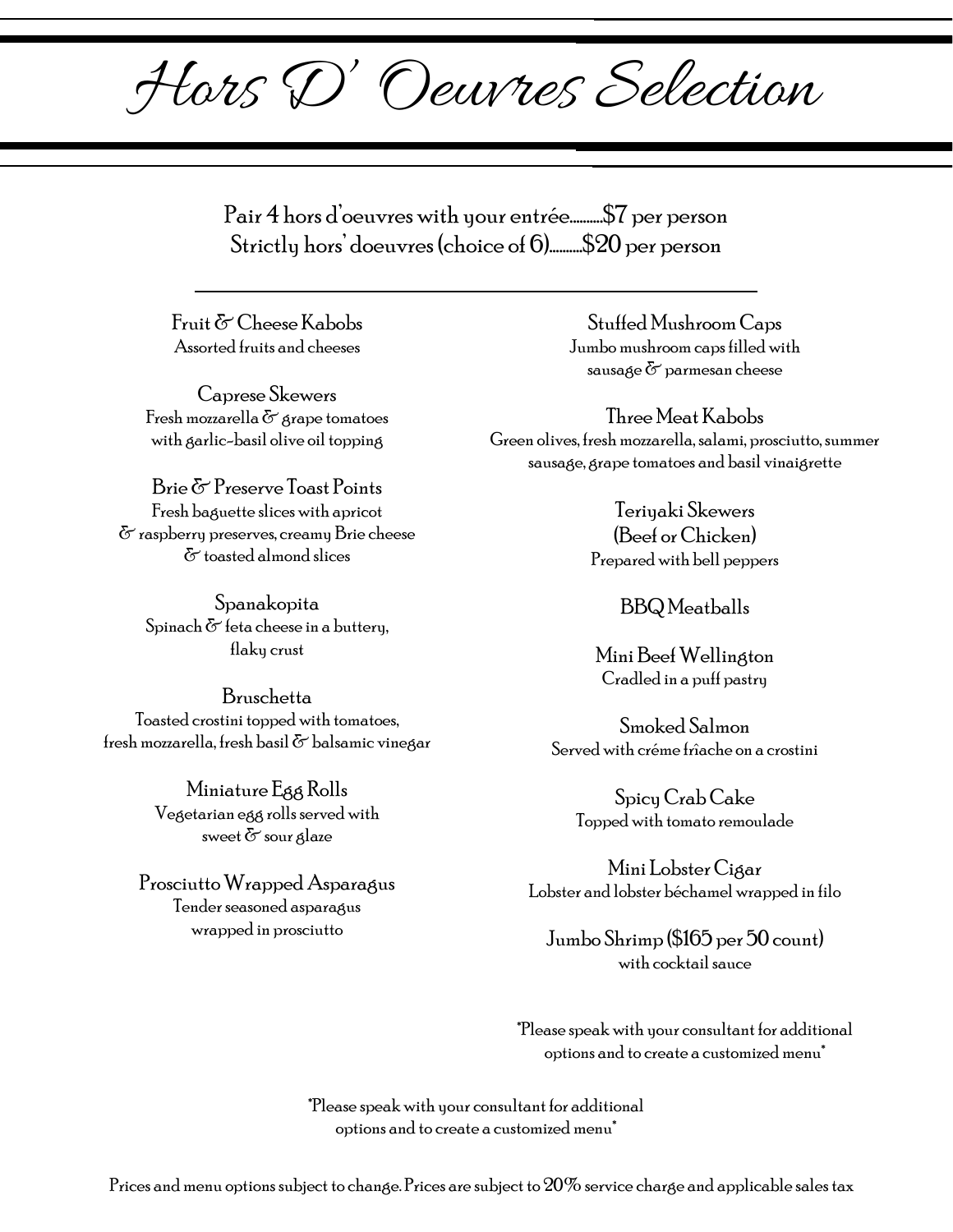# Hors D' Oeuvres Selection

Pair 4 hors d'oeuvres with your entrée..........$7 per person
Strictly hors' doeuvres (choice of 6)..........$20 per person

---

**Fruit & Cheese Kabobs**
Assorted fruits and cheeses

**Caprese Skewers**
Fresh mozzarella & grape tomatoes with garlic-basil olive oil topping

**Brie & Preserve Toast Points**
Fresh baguette slices with apricot & raspberry preserves, creamy Brie cheese & toasted almond slices

**Spanakopita**
Spinach & feta cheese in a buttery, flaky crust

**Bruschetta**
Toasted crostini topped with tomatoes, fresh mozzarella, fresh basil & balsamic vinegar

**Miniature Egg Rolls**
Vegetarian egg rolls served with sweet & sour glaze

**Prosciutto Wrapped Asparagus**
Tender seasoned asparagus wrapped in prosciutto

**Stuffed Mushroom Caps**
Jumbo mushroom caps filled with sausage & parmesan cheese

**Three Meat Kabobs**
Green olives, fresh mozzarella, salami, prosciutto, summer sausage, grape tomatoes and basil vinaigrette

**Teriyaki Skewers (Beef or Chicken)**
Prepared with bell peppers

**BBQ Meatballs**

**Mini Beef Wellington**
Cradled in a puff pastry

**Smoked Salmon**
Served with créme frîache on a crostini

**Spicy Crab Cake**
Topped with tomato remoulade

**Mini Lobster Cigar**
Lobster and lobster béchamel wrapped in filo

**Jumbo Shrimp ($165 per 50 count)**
with cocktail sauce

*Please speak with your consultant for additional options and to create a customized menu*

*Please speak with your consultant for additional options and to create a customized menu*

Prices and menu options subject to change. Prices are subject to 20% service charge and applicable sales tax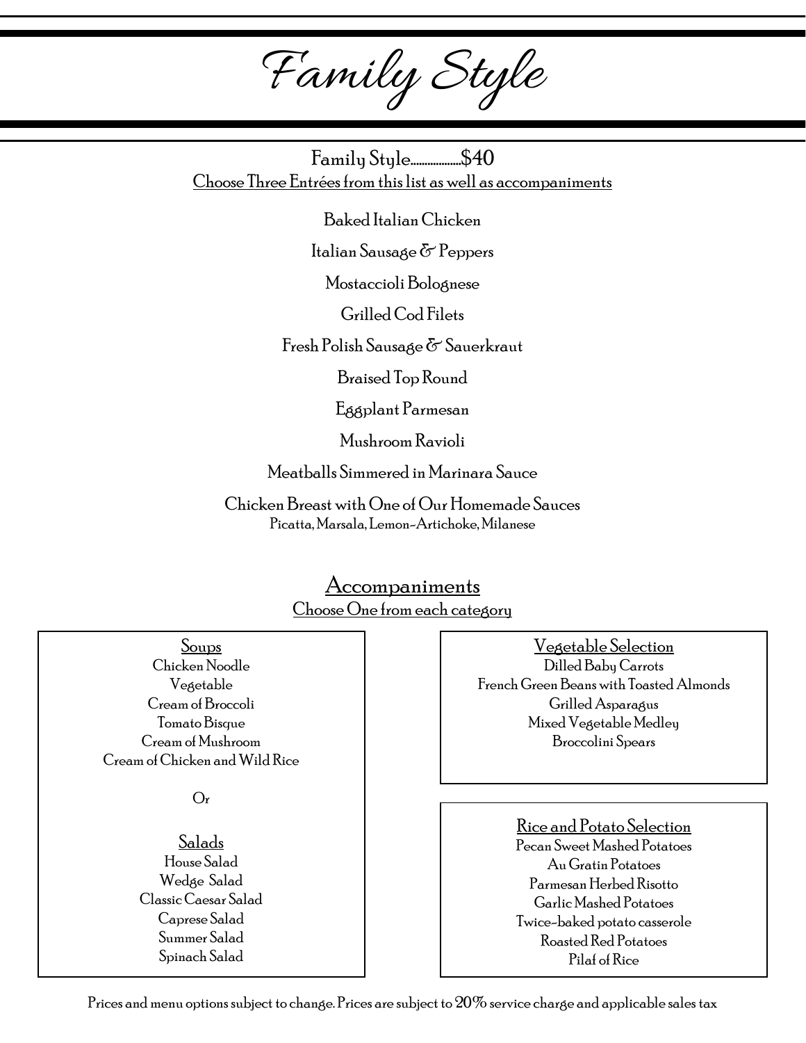# Family Style

**Family Style..................$40**

Choose Three Entrées from this list as well as accompaniments

Baked Italian Chicken

Italian Sausage & Peppers

Mostaccioli Bolognese

Grilled Cod Filets

Fresh Polish Sausage & Sauerkraut

Braised Top Round

Eggplant Parmesan

Mushroom Ravioli

Meatballs Simmered in Marinara Sauce

Chicken Breast with One of Our Homemade Sauces
Picatta, Marsala, Lemon-Artichoke, Milanese

## Accompaniments

Choose One from each category

### Soups

Chicken Noodle
Vegetable
Cream of Broccoli
Tomato Bisque
Cream of Mushroom
Cream of Chicken and Wild Rice

Or

### Salads

House Salad
Wedge Salad
Classic Caesar Salad
Caprese Salad
Summer Salad
Spinach Salad

### Vegetable Selection

Dilled Baby Carrots
French Green Beans with Toasted Almonds
Grilled Asparagus
Mixed Vegetable Medley
Broccolini Spears

### Rice and Potato Selection

Pecan Sweet Mashed Potatoes
Au Gratin Potatoes
Parmesan Herbed Risotto
Garlic Mashed Potatoes
Twice-baked potato casserole
Roasted Red Potatoes
Pilaf of Rice

Prices and menu options subject to change. Prices are subject to 20% service charge and applicable sales tax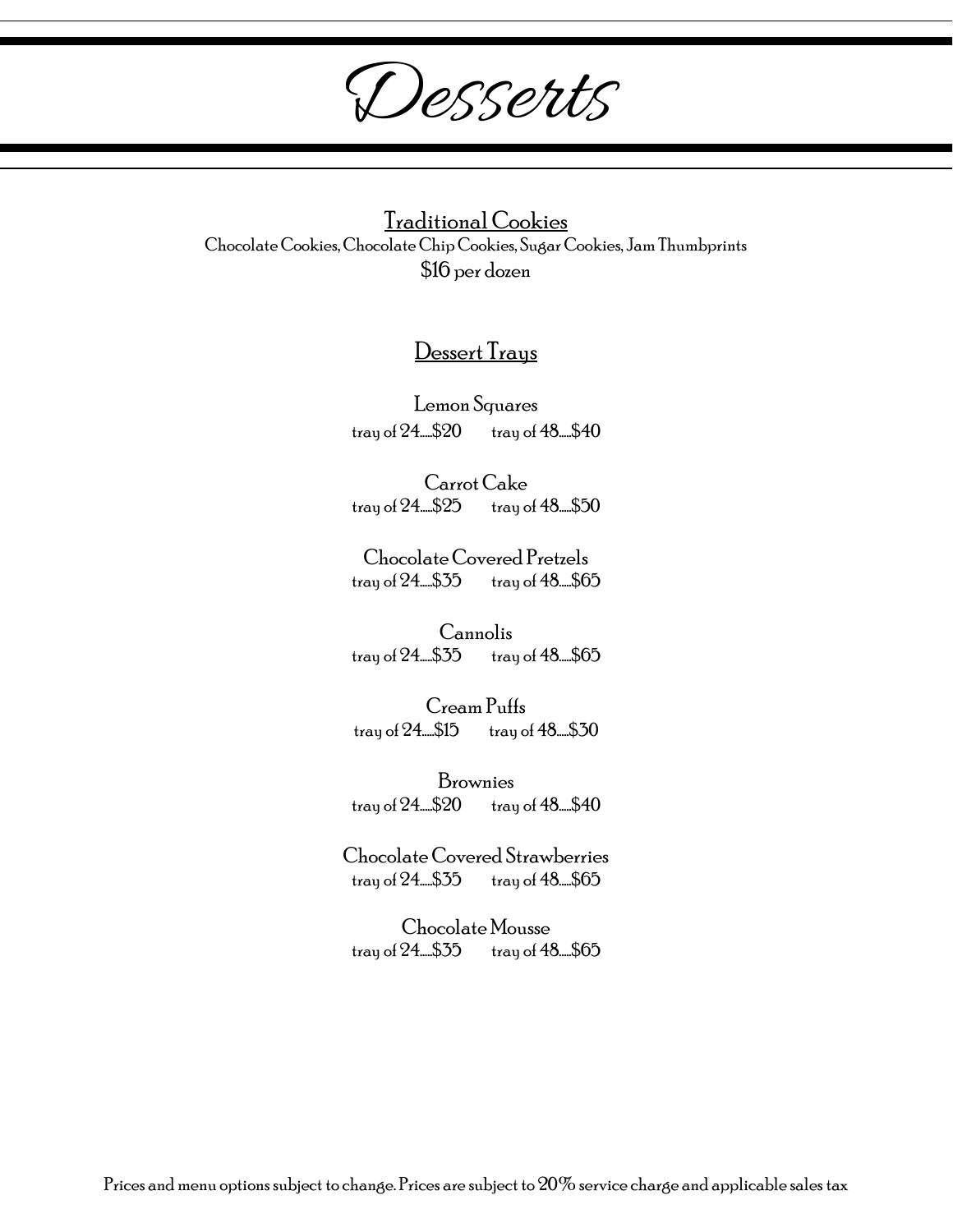# Desserts

## Traditional Cookies

Chocolate Cookies, Chocolate Chip Cookies, Sugar Cookies, Jam Thumbprints

$16 per dozen

## Dessert Trays

Lemon Squares

tray of 24.....$20 tray of 48.....$40

Carrot Cake

tray of 24.....$25 tray of 48.....$50

Chocolate Covered Pretzels

tray of 24.....$35 tray of 48.....$65

Cannolis

tray of 24.....$35 tray of 48.....$65

Cream Puffs

tray of 24.....$15 tray of 48.....$30

Brownies

tray of 24.....$20 tray of 48.....$40

Chocolate Covered Strawberries

tray of 24.....$35 tray of 48.....$65

Chocolate Mousse

tray of 24.....$35 tray of 48.....$65

Prices and menu options subject to change. Prices are subject to 20% service charge and applicable sales tax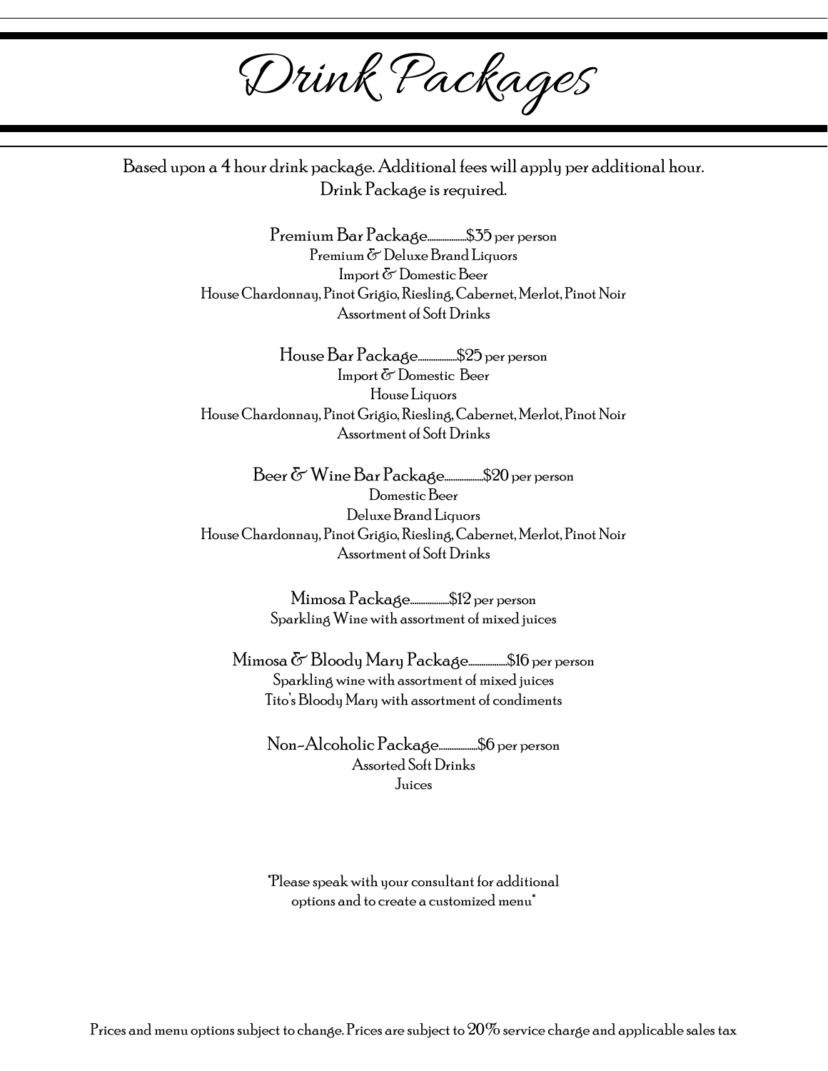# Drink Packages

Based upon a 4 hour drink package. Additional fees will apply per additional hour.
Drink Package is required.

**Premium Bar Package..................$35 per person**
Premium & Deluxe Brand Liquors
Import & Domestic Beer
House Chardonnay, Pinot Grigio, Riesling, Cabernet, Merlot, Pinot Noir
Assortment of Soft Drinks

**House Bar Package..................$25 per person**
Import & Domestic Beer
House Liquors
House Chardonnay, Pinot Grigio, Riesling, Cabernet, Merlot, Pinot Noir
Assortment of Soft Drinks

**Beer & Wine Bar Package..................$20 per person**
Domestic Beer
Deluxe Brand Liquors
House Chardonnay, Pinot Grigio, Riesling, Cabernet, Merlot, Pinot Noir
Assortment of Soft Drinks

**Mimosa Package..................$12 per person**
Sparkling Wine with assortment of mixed juices

**Mimosa & Bloody Mary Package..................$16 per person**
Sparkling wine with assortment of mixed juices
Tito's Bloody Mary with assortment of condiments

**Non-Alcoholic Package..................$6 per person**
Assorted Soft Drinks
Juices

*Please speak with your consultant for additional options and to create a customized menu*

Prices and menu options subject to change. Prices are subject to 20% service charge and applicable sales tax